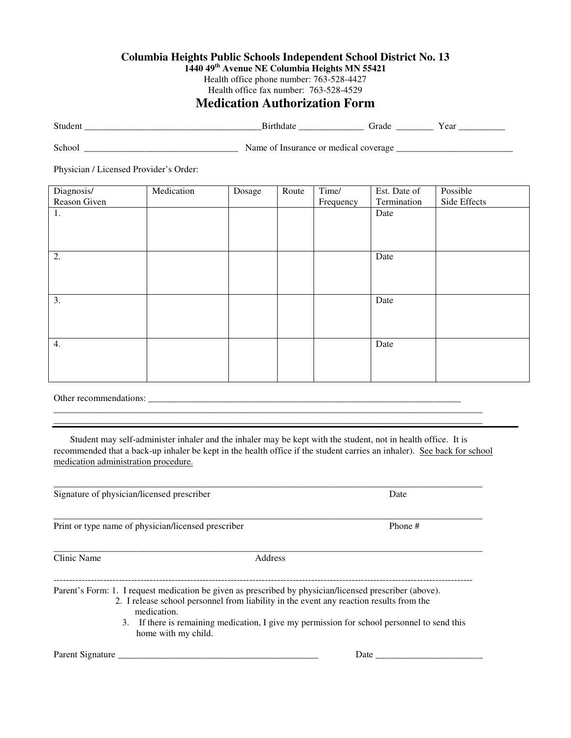**Columbia Heights Public Schools Independent School District No. 13**

**1440 49th Avenue NE Columbia Heights MN 55421**

Health office phone number: 763-528-4427

Health office fax number: 763-528-4529

# Medication Authorization Form

Student ______________________________________Birthdate ______________ Grade ________ Year __________

School _________________________________ Name of Insurance or medical coverage _________________________

Physician / Licensed Provider's Order:

| Diagnosis/ Reason Given | Medication | Dosage | Route | Time/ Frequency | Est. Date of Termination | Possible Side Effects |
|---|---|---|---|---|---|---|
| 1. | | | | | Date | |
| 2. | | | | | Date | |
| 3. | | | | | Date | |
| 4. | | | | | Date | |

Other recommendations: _______________________________________________________________________

_____________________________________________________________________________________________

_____________________________________________________________________________________________

Student may self-administer inhaler and the inhaler may be kept with the student, not in health office. It is recommended that a back-up inhaler be kept in the health office if the student carries an inhaler). See back for school medication administration procedure.

_____________________________________________________________________________________________

Signature of physician/licensed prescriber Date

_____________________________________________________________________________________________

Print or type name of physician/licensed prescriber Phone #

_____________________________________________________________________________________________

Clinic Name Address

---

Parent's Form: 1. I request medication be given as prescribed by physician/licensed prescriber (above).
2. I release school personnel from liability in the event any reaction results from the medication.
3. If there is remaining medication, I give my permission for school personnel to send this home with my child.

Parent Signature ____________________________________________ Date _______________________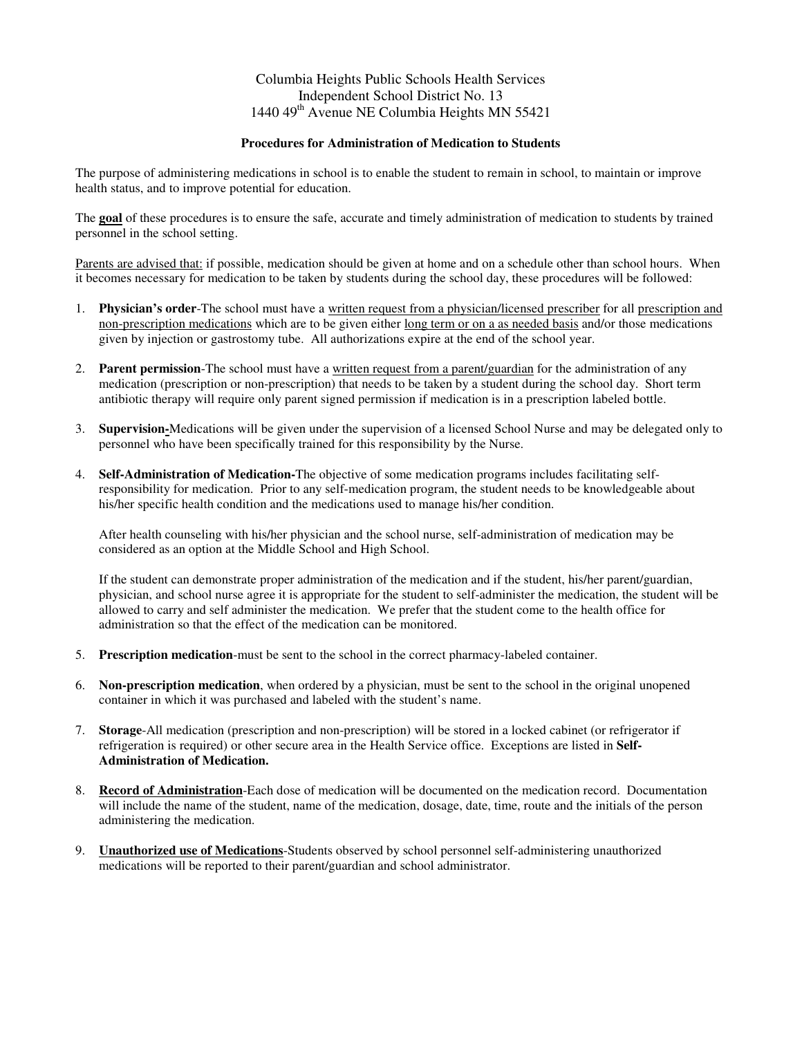Columbia Heights Public Schools Health Services
Independent School District No. 13
1440 49th Avenue NE Columbia Heights MN 55421

**Procedures for Administration of Medication to Students**

The purpose of administering medications in school is to enable the student to remain in school, to maintain or improve health status, and to improve potential for education.

The **goal** of these procedures is to ensure the safe, accurate and timely administration of medication to students by trained personnel in the school setting.

Parents are advised that: if possible, medication should be given at home and on a schedule other than school hours. When it becomes necessary for medication to be taken by students during the school day, these procedures will be followed:

1. **Physician's order**-The school must have a written request from a physician/licensed prescriber for all prescription and non-prescription medications which are to be given either long term or on a as needed basis and/or those medications given by injection or gastrostomy tube. All authorizations expire at the end of the school year.

2. **Parent permission**-The school must have a written request from a parent/guardian for the administration of any medication (prescription or non-prescription) that needs to be taken by a student during the school day. Short term antibiotic therapy will require only parent signed permission if medication is in a prescription labeled bottle.

3. **Supervision-**Medications will be given under the supervision of a licensed School Nurse and may be delegated only to personnel who have been specifically trained for this responsibility by the Nurse.

4. **Self-Administration of Medication-**The objective of some medication programs includes facilitating self-responsibility for medication. Prior to any self-medication program, the student needs to be knowledgeable about his/her specific health condition and the medications used to manage his/her condition.

   After health counseling with his/her physician and the school nurse, self-administration of medication may be considered as an option at the Middle School and High School.

   If the student can demonstrate proper administration of the medication and if the student, his/her parent/guardian, physician, and school nurse agree it is appropriate for the student to self-administer the medication, the student will be allowed to carry and self administer the medication. We prefer that the student come to the health office for administration so that the effect of the medication can be monitored.

5. **Prescription medication**-must be sent to the school in the correct pharmacy-labeled container.

6. **Non-prescription medication**, when ordered by a physician, must be sent to the school in the original unopened container in which it was purchased and labeled with the student's name.

7. **Storage**-All medication (prescription and non-prescription) will be stored in a locked cabinet (or refrigerator if refrigeration is required) or other secure area in the Health Service office. Exceptions are listed in **Self-Administration of Medication.**

8. **Record of Administration**-Each dose of medication will be documented on the medication record. Documentation will include the name of the student, name of the medication, dosage, date, time, route and the initials of the person administering the medication.

9. **Unauthorized use of Medications**-Students observed by school personnel self-administering unauthorized medications will be reported to their parent/guardian and school administrator.